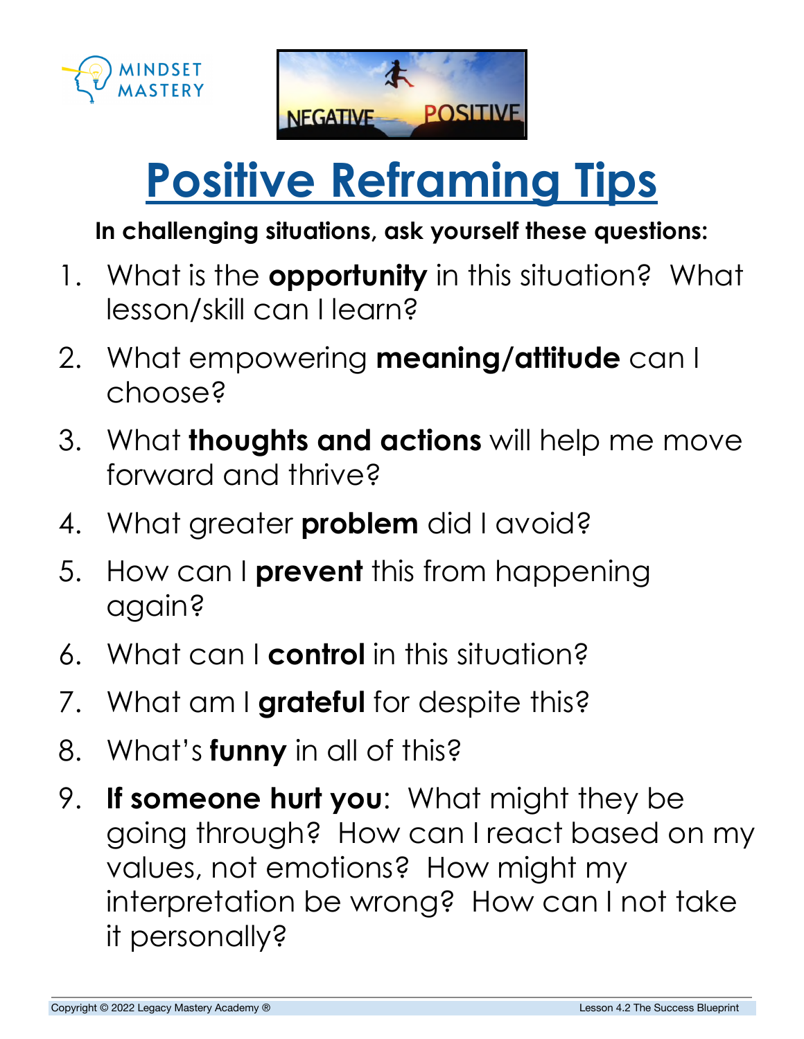# Positive Reframing Tips

**In challenging situations, ask yourself these questions:**

1. What is the **opportunity** in this situation? What lesson/skill can I learn?
2. What empowering **meaning/attitude** can I choose?
3. What **thoughts and actions** will help me move forward and thrive?
4. What greater **problem** did I avoid?
5. How can I **prevent** this from happening again?
6. What can I **control** in this situation?
7. What am I **grateful** for despite this?
8. What's **funny** in all of this?
9. **If someone hurt you**: What might they be going through? How can I react based on my values, not emotions? How might my interpretation be wrong? How can I not take it personally?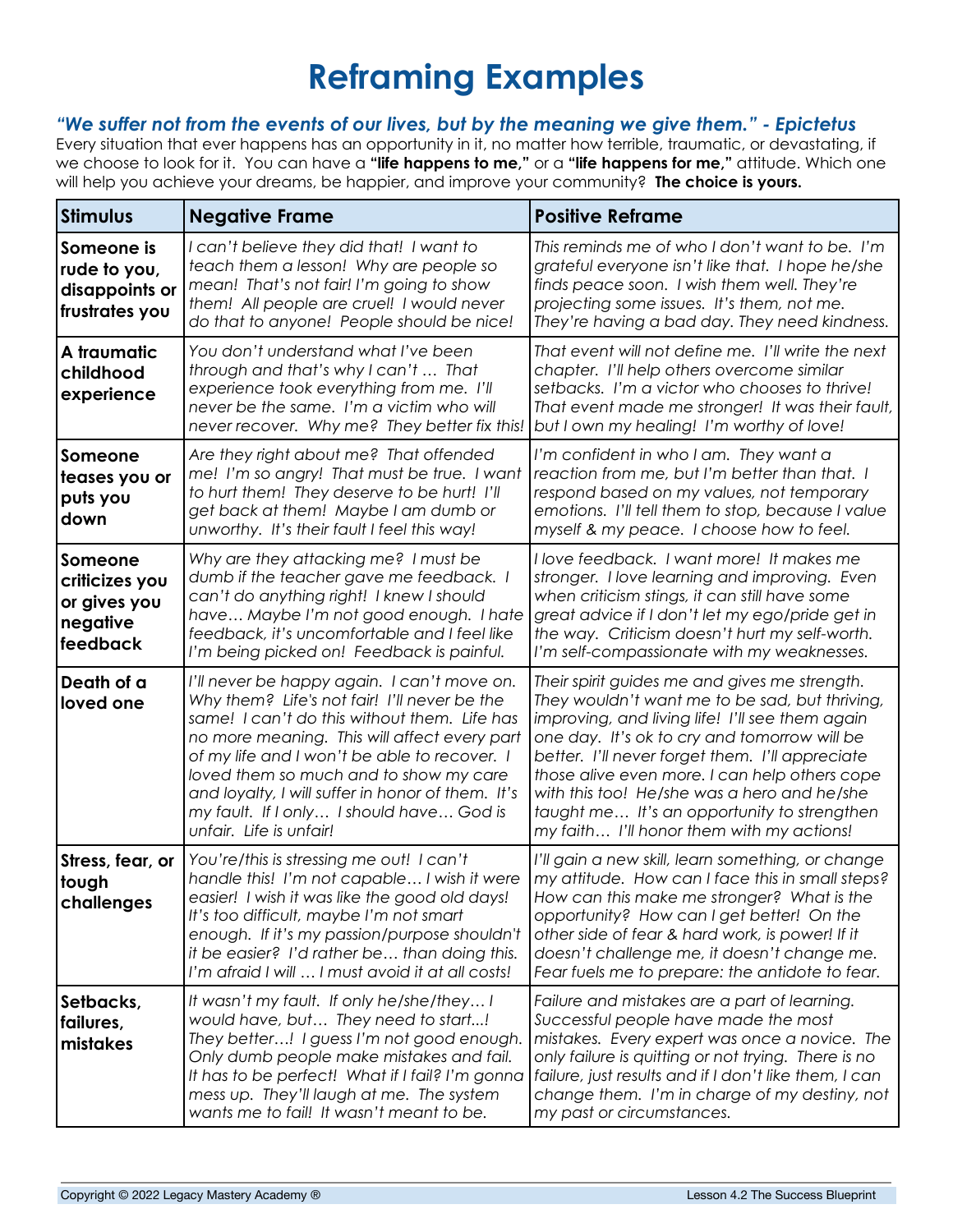# Reframing Examples

***"We suffer not from the events of our lives, but by the meaning we give them." - Epictetus***

Every situation that ever happens has an opportunity in it, no matter how terrible, traumatic, or devastating, if we choose to look for it. You can have a **"life happens to me,"** or a **"life happens for me,"** attitude. Which one will help you achieve your dreams, be happier, and improve your community? **The choice is yours.**

| Stimulus | Negative Frame | Positive Reframe |
|---|---|---|
| **Someone is rude to you, disappoints or frustrates you** | *I can't believe they did that! I want to teach them a lesson! Why are people so mean! That's not fair! I'm going to show them! All people are cruel! I would never do that to anyone! People should be nice!* | *This reminds me of who I don't want to be. I'm grateful everyone isn't like that. I hope he/she finds peace soon. I wish them well. They're projecting some issues. It's them, not me. They're having a bad day. They need kindness.* |
| **A traumatic childhood experience** | *You don't understand what I've been through and that's why I can't … That experience took everything from me. I'll never be the same. I'm a victim who will never recover. Why me? They better fix this!* | *That event will not define me. I'll write the next chapter. I'll help others overcome similar setbacks. I'm a victor who chooses to thrive! That event made me stronger! It was their fault, but I own my healing! I'm worthy of love!* |
| **Someone teases you or puts you down** | *Are they right about me? That offended me! I'm so angry! That must be true. I want to hurt them! They deserve to be hurt! I'll get back at them! Maybe I am dumb or unworthy. It's their fault I feel this way!* | *I'm confident in who I am. They want a reaction from me, but I'm better than that. I respond based on my values, not temporary emotions. I'll tell them to stop, because I value myself & my peace. I choose how to feel.* |
| **Someone criticizes you or gives you negative feedback** | *Why are they attacking me? I must be dumb if the teacher gave me feedback. I can't do anything right! I knew I should have… Maybe I'm not good enough. I hate feedback, it's uncomfortable and I feel like I'm being picked on! Feedback is painful.* | *I love feedback. I want more! It makes me stronger. I love learning and improving. Even when criticism stings, it can still have some great advice if I don't let my ego/pride get in the way. Criticism doesn't hurt my self-worth. I'm self-compassionate with my weaknesses.* |
| **Death of a loved one** | *I'll never be happy again. I can't move on. Why them? Life's not fair! I'll never be the same! I can't do this without them. Life has no more meaning. This will affect every part of my life and I won't be able to recover. I loved them so much and to show my care and loyalty, I will suffer in honor of them. It's my fault. If I only… I should have… God is unfair. Life is unfair!* | *Their spirit guides me and gives me strength. They wouldn't want me to be sad, but thriving, improving, and living life! I'll see them again one day. It's ok to cry and tomorrow will be better. I'll never forget them. I'll appreciate those alive even more. I can help others cope with this too! He/she was a hero and he/she taught me… It's an opportunity to strengthen my faith… I'll honor them with my actions!* |
| **Stress, fear, or tough challenges** | *You're/this is stressing me out! I can't handle this! I'm not capable… I wish it were easier! I wish it was like the good old days! It's too difficult, maybe I'm not smart enough. If it's my passion/purpose shouldn't it be easier? I'd rather be… than doing this. I'm afraid I will … I must avoid it at all costs!* | *I'll gain a new skill, learn something, or change my attitude. How can I face this in small steps? How can this make me stronger? What is the opportunity? How can I get better! On the other side of fear & hard work, is power! If it doesn't challenge me, it doesn't change me. Fear fuels me to prepare: the antidote to fear.* |
| **Setbacks, failures, mistakes** | *It wasn't my fault. If only he/she/they… I would have, but… They need to start...! They better…! I guess I'm not good enough. Only dumb people make mistakes and fail. It has to be perfect! What if I fail? I'm gonna mess up. They'll laugh at me. The system wants me to fail! It wasn't meant to be.* | *Failure and mistakes are a part of learning. Successful people have made the most mistakes. Every expert was once a novice. The only failure is quitting or not trying. There is no failure, just results and if I don't like them, I can change them. I'm in charge of my destiny, not my past or circumstances.* |